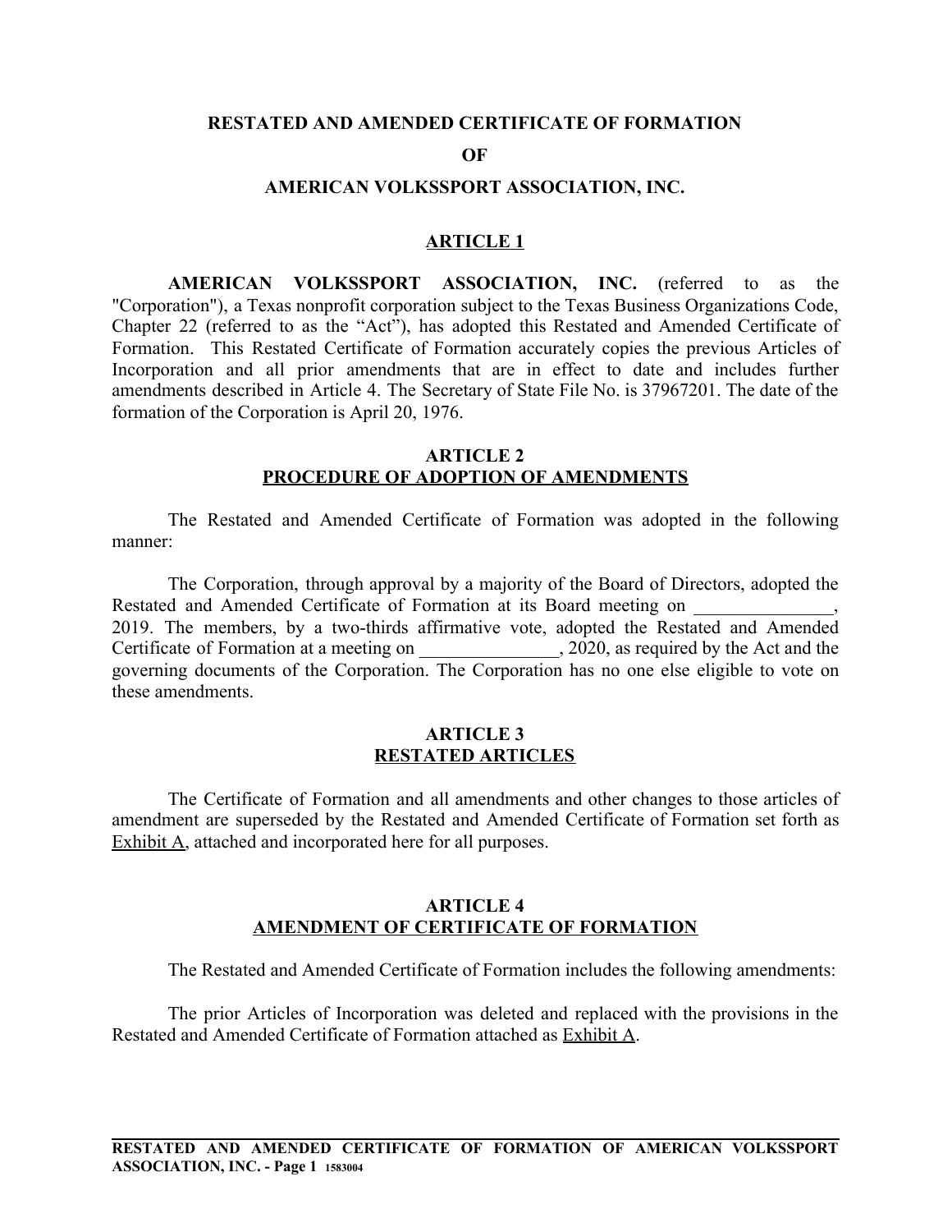# RESTATED AND AMENDED CERTIFICATE OF FORMATION

# OF

# AMERICAN VOLKSSPORT ASSOCIATION, INC.

## ARTICLE 1

**AMERICAN VOLKSSPORT ASSOCIATION, INC.** (referred to as the "Corporation"), a Texas nonprofit corporation subject to the Texas Business Organizations Code, Chapter 22 (referred to as the "Act"), has adopted this Restated and Amended Certificate of Formation. This Restated Certificate of Formation accurately copies the previous Articles of Incorporation and all prior amendments that are in effect to date and includes further amendments described in Article 4. The Secretary of State File No. is 37967201. The date of the formation of the Corporation is April 20, 1976.

## ARTICLE 2
## PROCEDURE OF ADOPTION OF AMENDMENTS

The Restated and Amended Certificate of Formation was adopted in the following manner:

The Corporation, through approval by a majority of the Board of Directors, adopted the Restated and Amended Certificate of Formation at its Board meeting on _______________, 2019. The members, by a two-thirds affirmative vote, adopted the Restated and Amended Certificate of Formation at a meeting on _______________, 2020, as required by the Act and the governing documents of the Corporation. The Corporation has no one else eligible to vote on these amendments.

## ARTICLE 3
## RESTATED ARTICLES

The Certificate of Formation and all amendments and other changes to those articles of amendment are superseded by the Restated and Amended Certificate of Formation set forth as Exhibit A, attached and incorporated here for all purposes.

## ARTICLE 4
## AMENDMENT OF CERTIFICATE OF FORMATION

The Restated and Amended Certificate of Formation includes the following amendments:

The prior Articles of Incorporation was deleted and replaced with the provisions in the Restated and Amended Certificate of Formation attached as Exhibit A.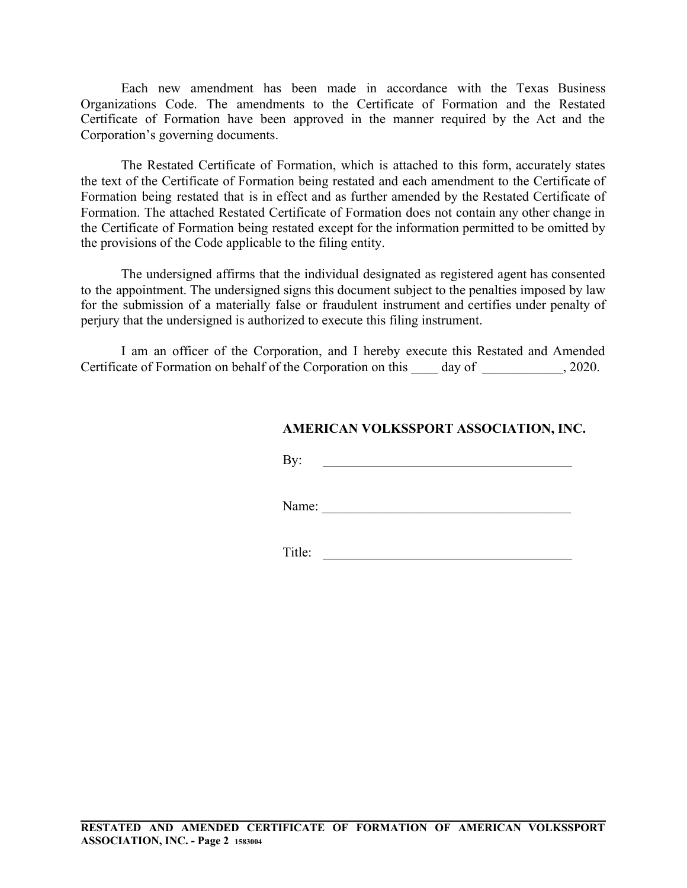Each new amendment has been made in accordance with the Texas Business Organizations Code. The amendments to the Certificate of Formation and the Restated Certificate of Formation have been approved in the manner required by the Act and the Corporation's governing documents.

The Restated Certificate of Formation, which is attached to this form, accurately states the text of the Certificate of Formation being restated and each amendment to the Certificate of Formation being restated that is in effect and as further amended by the Restated Certificate of Formation. The attached Restated Certificate of Formation does not contain any other change in the Certificate of Formation being restated except for the information permitted to be omitted by the provisions of the Code applicable to the filing entity.

The undersigned affirms that the individual designated as registered agent has consented to the appointment. The undersigned signs this document subject to the penalties imposed by law for the submission of a materially false or fraudulent instrument and certifies under penalty of perjury that the undersigned is authorized to execute this filing instrument.

I am an officer of the Corporation, and I hereby execute this Restated and Amended Certificate of Formation on behalf of the Corporation on this ____ day of ____________, 2020.

**AMERICAN VOLKSSPORT ASSOCIATION, INC.**

By: ______________________________________

Name: ______________________________________

Title: ______________________________________

**RESTATED AND AMENDED CERTIFICATE OF FORMATION OF AMERICAN VOLKSSPORT ASSOCIATION, INC. - Page 2** 1583004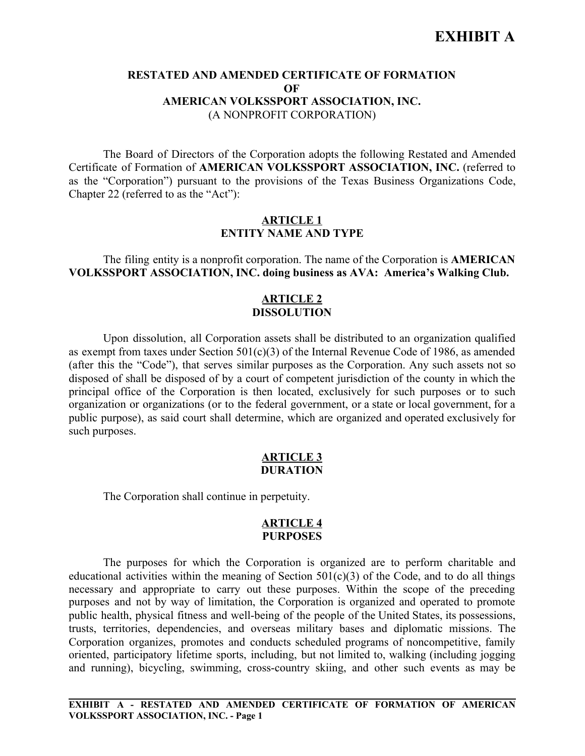# EXHIBIT A

## RESTATED AND AMENDED CERTIFICATE OF FORMATION OF AMERICAN VOLKSSPORT ASSOCIATION, INC.

(A NONPROFIT CORPORATION)

The Board of Directors of the Corporation adopts the following Restated and Amended Certificate of Formation of **AMERICAN VOLKSSPORT ASSOCIATION, INC.** (referred to as the "Corporation") pursuant to the provisions of the Texas Business Organizations Code, Chapter 22 (referred to as the "Act"):

### ARTICLE 1
### ENTITY NAME AND TYPE

The filing entity is a nonprofit corporation. The name of the Corporation is **AMERICAN VOLKSSPORT ASSOCIATION, INC. doing business as AVA: America's Walking Club.**

### ARTICLE 2
### DISSOLUTION

Upon dissolution, all Corporation assets shall be distributed to an organization qualified as exempt from taxes under Section 501(c)(3) of the Internal Revenue Code of 1986, as amended (after this the "Code"), that serves similar purposes as the Corporation. Any such assets not so disposed of shall be disposed of by a court of competent jurisdiction of the county in which the principal office of the Corporation is then located, exclusively for such purposes or to such organization or organizations (or to the federal government, or a state or local government, for a public purpose), as said court shall determine, which are organized and operated exclusively for such purposes.

### ARTICLE 3
### DURATION

The Corporation shall continue in perpetuity.

### ARTICLE 4
### PURPOSES

The purposes for which the Corporation is organized are to perform charitable and educational activities within the meaning of Section 501(c)(3) of the Code, and to do all things necessary and appropriate to carry out these purposes. Within the scope of the preceding purposes and not by way of limitation, the Corporation is organized and operated to promote public health, physical fitness and well-being of the people of the United States, its possessions, trusts, territories, dependencies, and overseas military bases and diplomatic missions. The Corporation organizes, promotes and conducts scheduled programs of noncompetitive, family oriented, participatory lifetime sports, including, but not limited to, walking (including jogging and running), bicycling, swimming, cross-country skiing, and other such events as may be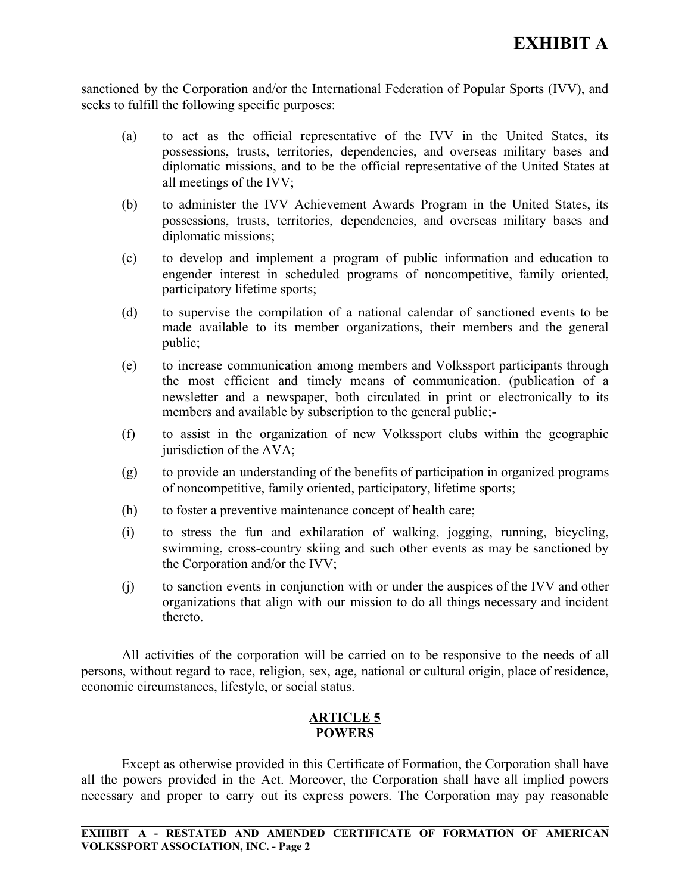sanctioned by the Corporation and/or the International Federation of Popular Sports (IVV), and seeks to fulfill the following specific purposes:

(a) to act as the official representative of the IVV in the United States, its possessions, trusts, territories, dependencies, and overseas military bases and diplomatic missions, and to be the official representative of the United States at all meetings of the IVV;

(b) to administer the IVV Achievement Awards Program in the United States, its possessions, trusts, territories, dependencies, and overseas military bases and diplomatic missions;

(c) to develop and implement a program of public information and education to engender interest in scheduled programs of noncompetitive, family oriented, participatory lifetime sports;

(d) to supervise the compilation of a national calendar of sanctioned events to be made available to its member organizations, their members and the general public;

(e) to increase communication among members and Volkssport participants through the most efficient and timely means of communication. (publication of a newsletter and a newspaper, both circulated in print or electronically to its members and available by subscription to the general public;-

(f) to assist in the organization of new Volkssport clubs within the geographic jurisdiction of the AVA;

(g) to provide an understanding of the benefits of participation in organized programs of noncompetitive, family oriented, participatory, lifetime sports;

(h) to foster a preventive maintenance concept of health care;

(i) to stress the fun and exhilaration of walking, jogging, running, bicycling, swimming, cross-country skiing and such other events as may be sanctioned by the Corporation and/or the IVV;

(j) to sanction events in conjunction with or under the auspices of the IVV and other organizations that align with our mission to do all things necessary and incident thereto.

All activities of the corporation will be carried on to be responsive to the needs of all persons, without regard to race, religion, sex, age, national or cultural origin, place of residence, economic circumstances, lifestyle, or social status.

## ARTICLE 5
## POWERS

Except as otherwise provided in this Certificate of Formation, the Corporation shall have all the powers provided in the Act. Moreover, the Corporation shall have all implied powers necessary and proper to carry out its express powers. The Corporation may pay reasonable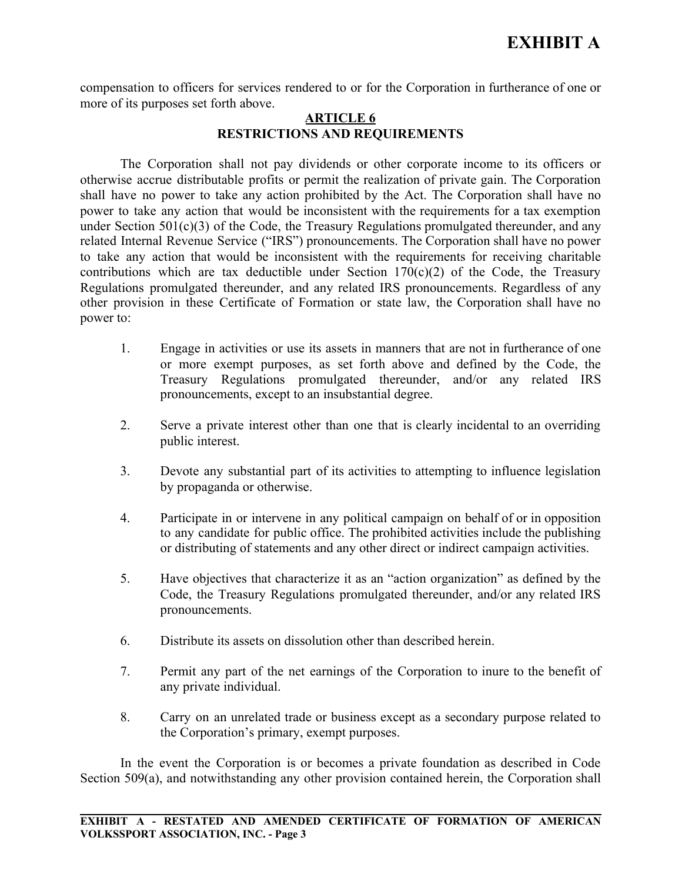compensation to officers for services rendered to or for the Corporation in furtherance of one or more of its purposes set forth above.

## ARTICLE 6
## RESTRICTIONS AND REQUIREMENTS

The Corporation shall not pay dividends or other corporate income to its officers or otherwise accrue distributable profits or permit the realization of private gain. The Corporation shall have no power to take any action prohibited by the Act. The Corporation shall have no power to take any action that would be inconsistent with the requirements for a tax exemption under Section 501(c)(3) of the Code, the Treasury Regulations promulgated thereunder, and any related Internal Revenue Service ("IRS") pronouncements. The Corporation shall have no power to take any action that would be inconsistent with the requirements for receiving charitable contributions which are tax deductible under Section 170(c)(2) of the Code, the Treasury Regulations promulgated thereunder, and any related IRS pronouncements. Regardless of any other provision in these Certificate of Formation or state law, the Corporation shall have no power to:

1. Engage in activities or use its assets in manners that are not in furtherance of one or more exempt purposes, as set forth above and defined by the Code, the Treasury Regulations promulgated thereunder, and/or any related IRS pronouncements, except to an insubstantial degree.

2. Serve a private interest other than one that is clearly incidental to an overriding public interest.

3. Devote any substantial part of its activities to attempting to influence legislation by propaganda or otherwise.

4. Participate in or intervene in any political campaign on behalf of or in opposition to any candidate for public office. The prohibited activities include the publishing or distributing of statements and any other direct or indirect campaign activities.

5. Have objectives that characterize it as an "action organization" as defined by the Code, the Treasury Regulations promulgated thereunder, and/or any related IRS pronouncements.

6. Distribute its assets on dissolution other than described herein.

7. Permit any part of the net earnings of the Corporation to inure to the benefit of any private individual.

8. Carry on an unrelated trade or business except as a secondary purpose related to the Corporation's primary, exempt purposes.

In the event the Corporation is or becomes a private foundation as described in Code Section 509(a), and notwithstanding any other provision contained herein, the Corporation shall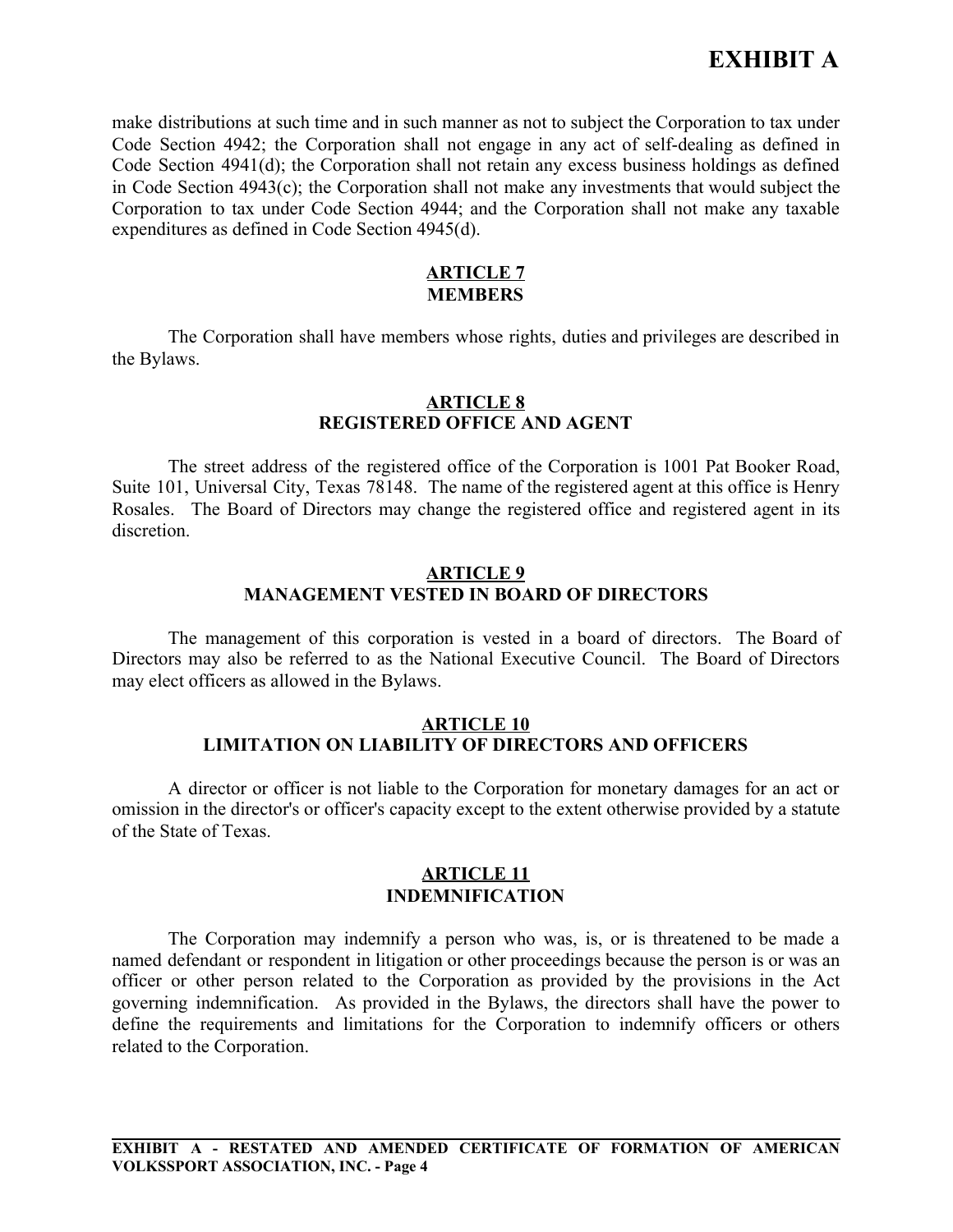make distributions at such time and in such manner as not to subject the Corporation to tax under Code Section 4942; the Corporation shall not engage in any act of self-dealing as defined in Code Section 4941(d); the Corporation shall not retain any excess business holdings as defined in Code Section 4943(c); the Corporation shall not make any investments that would subject the Corporation to tax under Code Section 4944; and the Corporation shall not make any taxable expenditures as defined in Code Section 4945(d).

## ARTICLE 7
## MEMBERS

The Corporation shall have members whose rights, duties and privileges are described in the Bylaws.

## ARTICLE 8
## REGISTERED OFFICE AND AGENT

The street address of the registered office of the Corporation is 1001 Pat Booker Road, Suite 101, Universal City, Texas 78148. The name of the registered agent at this office is Henry Rosales. The Board of Directors may change the registered office and registered agent in its discretion.

## ARTICLE 9
## MANAGEMENT VESTED IN BOARD OF DIRECTORS

The management of this corporation is vested in a board of directors. The Board of Directors may also be referred to as the National Executive Council. The Board of Directors may elect officers as allowed in the Bylaws.

## ARTICLE 10
## LIMITATION ON LIABILITY OF DIRECTORS AND OFFICERS

A director or officer is not liable to the Corporation for monetary damages for an act or omission in the director's or officer's capacity except to the extent otherwise provided by a statute of the State of Texas.

## ARTICLE 11
## INDEMNIFICATION

The Corporation may indemnify a person who was, is, or is threatened to be made a named defendant or respondent in litigation or other proceedings because the person is or was an officer or other person related to the Corporation as provided by the provisions in the Act governing indemnification. As provided in the Bylaws, the directors shall have the power to define the requirements and limitations for the Corporation to indemnify officers or others related to the Corporation.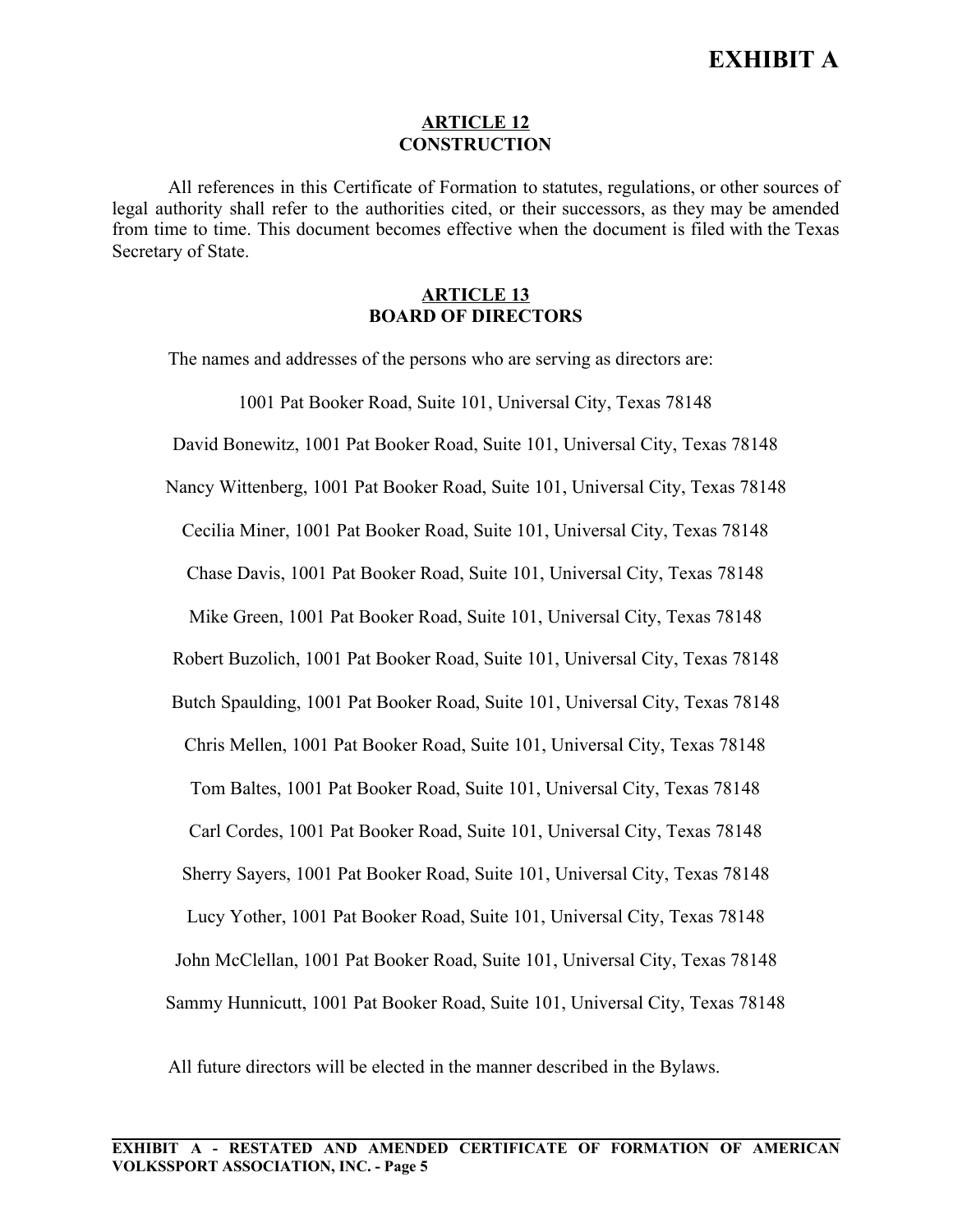# EXHIBIT A

## ARTICLE 12
## CONSTRUCTION

All references in this Certificate of Formation to statutes, regulations, or other sources of legal authority shall refer to the authorities cited, or their successors, as they may be amended from time to time. This document becomes effective when the document is filed with the Texas Secretary of State.

## ARTICLE 13
## BOARD OF DIRECTORS

The names and addresses of the persons who are serving as directors are:

1001 Pat Booker Road, Suite 101, Universal City, Texas 78148

David Bonewitz, 1001 Pat Booker Road, Suite 101, Universal City, Texas 78148

Nancy Wittenberg, 1001 Pat Booker Road, Suite 101, Universal City, Texas 78148

Cecilia Miner, 1001 Pat Booker Road, Suite 101, Universal City, Texas 78148

Chase Davis, 1001 Pat Booker Road, Suite 101, Universal City, Texas 78148

Mike Green, 1001 Pat Booker Road, Suite 101, Universal City, Texas 78148

Robert Buzolich, 1001 Pat Booker Road, Suite 101, Universal City, Texas 78148

Butch Spaulding, 1001 Pat Booker Road, Suite 101, Universal City, Texas 78148

Chris Mellen, 1001 Pat Booker Road, Suite 101, Universal City, Texas 78148

Tom Baltes, 1001 Pat Booker Road, Suite 101, Universal City, Texas 78148

Carl Cordes, 1001 Pat Booker Road, Suite 101, Universal City, Texas 78148

Sherry Sayers, 1001 Pat Booker Road, Suite 101, Universal City, Texas 78148

Lucy Yother, 1001 Pat Booker Road, Suite 101, Universal City, Texas 78148

John McClellan, 1001 Pat Booker Road, Suite 101, Universal City, Texas 78148

Sammy Hunnicutt, 1001 Pat Booker Road, Suite 101, Universal City, Texas 78148

All future directors will be elected in the manner described in the Bylaws.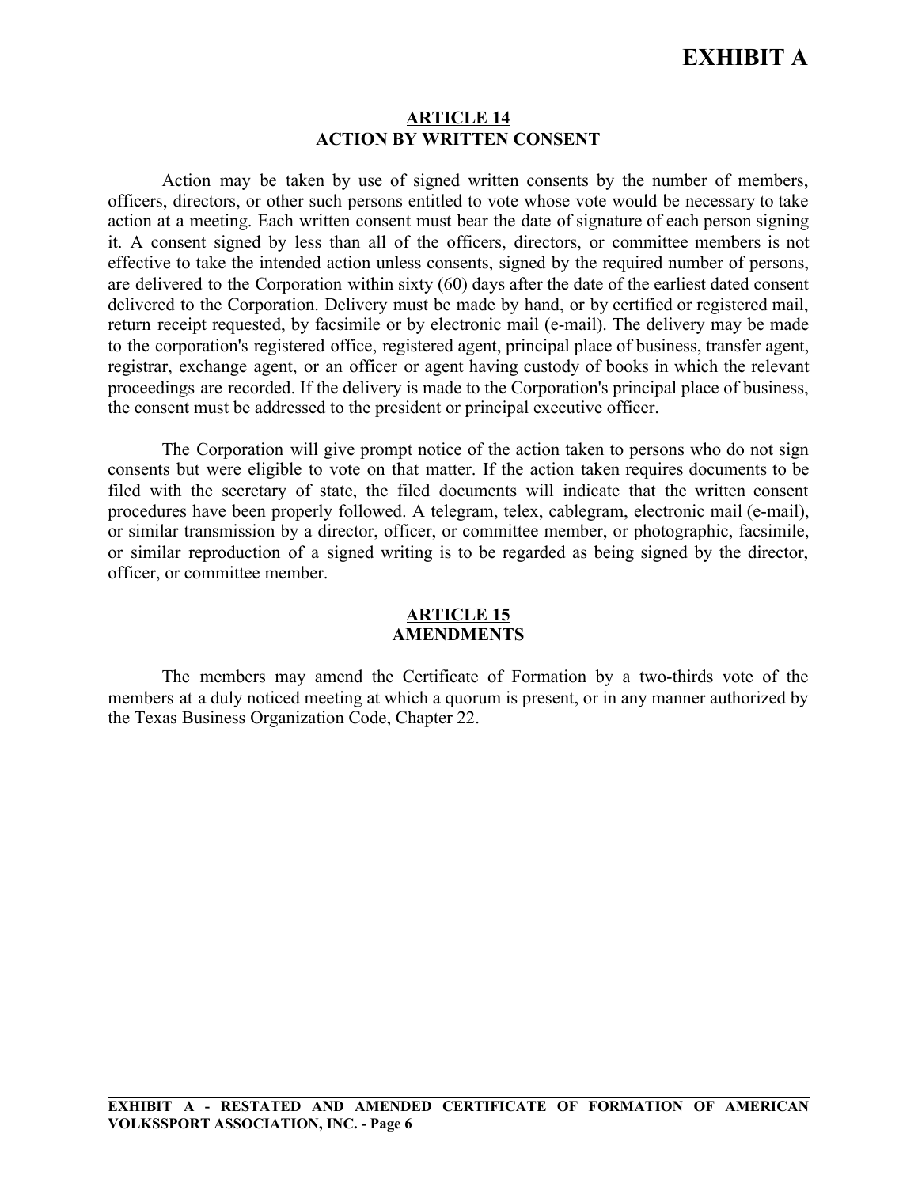# EXHIBIT A

## ARTICLE 14
## ACTION BY WRITTEN CONSENT

Action may be taken by use of signed written consents by the number of members, officers, directors, or other such persons entitled to vote whose vote would be necessary to take action at a meeting. Each written consent must bear the date of signature of each person signing it. A consent signed by less than all of the officers, directors, or committee members is not effective to take the intended action unless consents, signed by the required number of persons, are delivered to the Corporation within sixty (60) days after the date of the earliest dated consent delivered to the Corporation. Delivery must be made by hand, or by certified or registered mail, return receipt requested, by facsimile or by electronic mail (e-mail). The delivery may be made to the corporation's registered office, registered agent, principal place of business, transfer agent, registrar, exchange agent, or an officer or agent having custody of books in which the relevant proceedings are recorded. If the delivery is made to the Corporation's principal place of business, the consent must be addressed to the president or principal executive officer.

The Corporation will give prompt notice of the action taken to persons who do not sign consents but were eligible to vote on that matter. If the action taken requires documents to be filed with the secretary of state, the filed documents will indicate that the written consent procedures have been properly followed. A telegram, telex, cablegram, electronic mail (e-mail), or similar transmission by a director, officer, or committee member, or photographic, facsimile, or similar reproduction of a signed writing is to be regarded as being signed by the director, officer, or committee member.

## ARTICLE 15
## AMENDMENTS

The members may amend the Certificate of Formation by a two-thirds vote of the members at a duly noticed meeting at which a quorum is present, or in any manner authorized by the Texas Business Organization Code, Chapter 22.